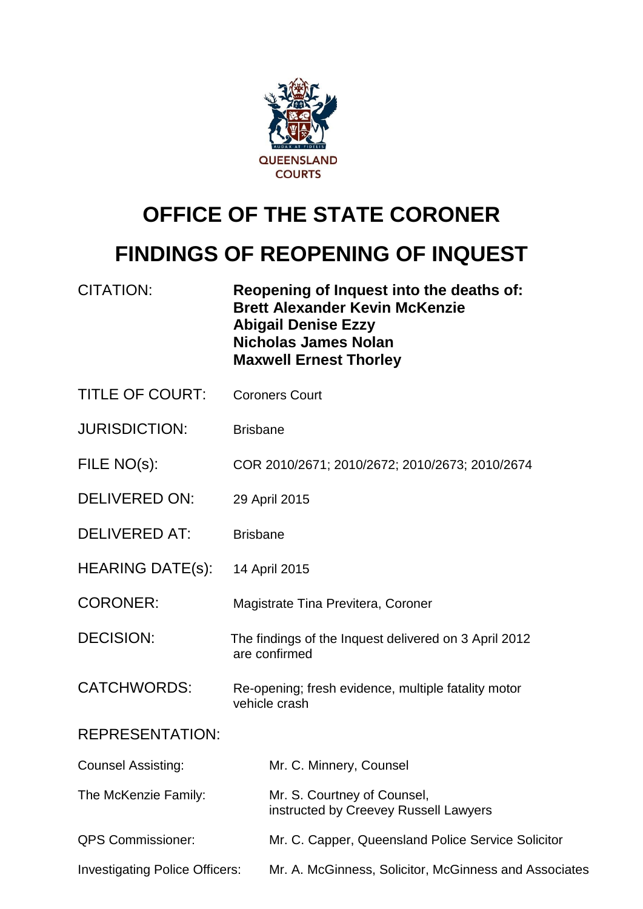QUEENSLAND COURTS

# OFFICE OF THE STATE CORONER

# FINDINGS OF REOPENING OF INQUEST

| | |
|---|---|
| CITATION: | **Reopening of Inquest into the deaths of: Brett Alexander Kevin McKenzie Abigail Denise Ezzy Nicholas James Nolan Maxwell Ernest Thorley** |
| TITLE OF COURT: | Coroners Court |
| JURISDICTION: | Brisbane |
| FILE NO(s): | COR 2010/2671; 2010/2672; 2010/2673; 2010/2674 |
| DELIVERED ON: | 29 April 2015 |
| DELIVERED AT: | Brisbane |
| HEARING DATE(s): | 14 April 2015 |
| CORONER: | Magistrate Tina Previtera, Coroner |
| DECISION: | The findings of the Inquest delivered on 3 April 2012 are confirmed |
| CATCHWORDS: | Re-opening; fresh evidence, multiple fatality motor vehicle crash |

REPRESENTATION:

| | |
|---|---|
| Counsel Assisting: | Mr. C. Minnery, Counsel |
| The McKenzie Family: | Mr. S. Courtney of Counsel, instructed by Creevey Russell Lawyers |
| QPS Commissioner: | Mr. C. Capper, Queensland Police Service Solicitor |
| Investigating Police Officers: | Mr. A. McGinness, Solicitor, McGinness and Associates |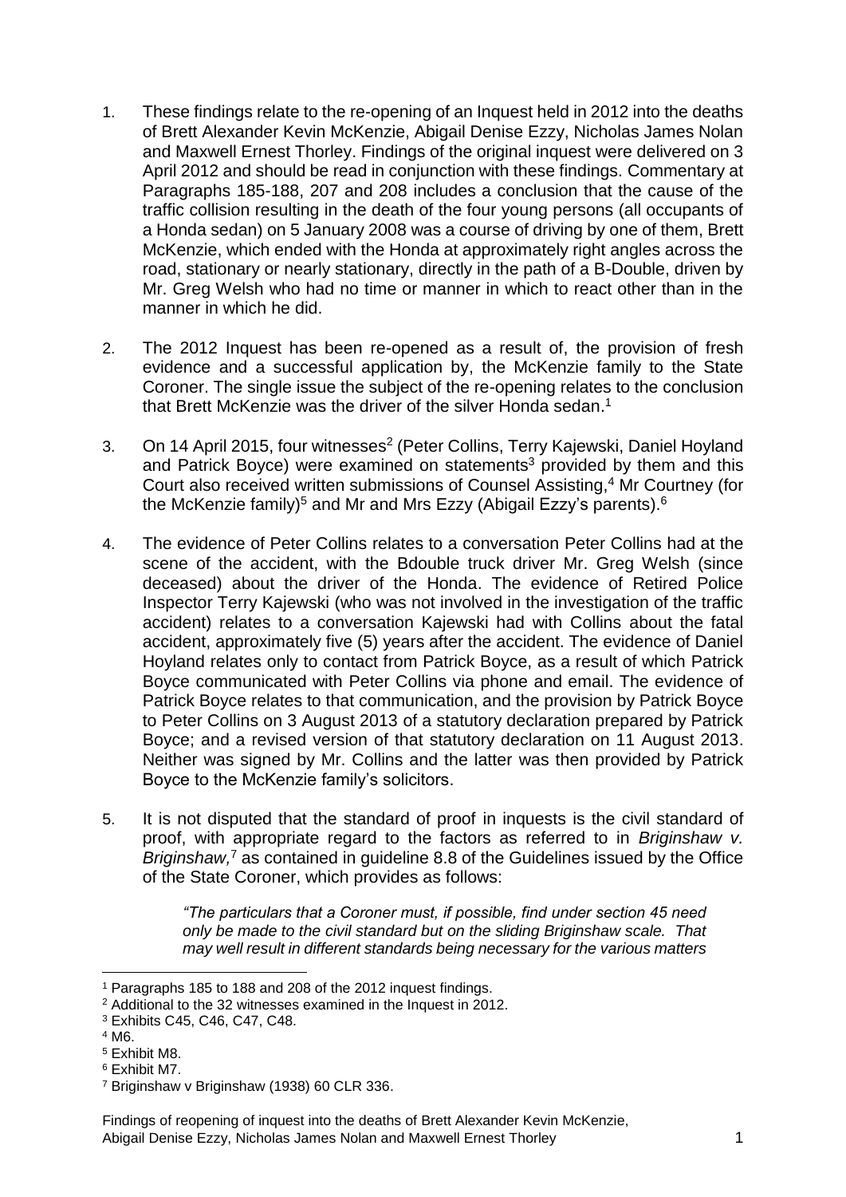1. These findings relate to the re-opening of an Inquest held in 2012 into the deaths of Brett Alexander Kevin McKenzie, Abigail Denise Ezzy, Nicholas James Nolan and Maxwell Ernest Thorley. Findings of the original inquest were delivered on 3 April 2012 and should be read in conjunction with these findings. Commentary at Paragraphs 185-188, 207 and 208 includes a conclusion that the cause of the traffic collision resulting in the death of the four young persons (all occupants of a Honda sedan) on 5 January 2008 was a course of driving by one of them, Brett McKenzie, which ended with the Honda at approximately right angles across the road, stationary or nearly stationary, directly in the path of a B-Double, driven by Mr. Greg Welsh who had no time or manner in which to react other than in the manner in which he did.

2. The 2012 Inquest has been re-opened as a result of, the provision of fresh evidence and a successful application by, the McKenzie family to the State Coroner. The single issue the subject of the re-opening relates to the conclusion that Brett McKenzie was the driver of the silver Honda sedan.[1]

3. On 14 April 2015, four witnesses[2] (Peter Collins, Terry Kajewski, Daniel Hoyland and Patrick Boyce) were examined on statements[3] provided by them and this Court also received written submissions of Counsel Assisting,[4] Mr Courtney (for the McKenzie family)[5] and Mr and Mrs Ezzy (Abigail Ezzy's parents).[6]

4. The evidence of Peter Collins relates to a conversation Peter Collins had at the scene of the accident, with the Bdouble truck driver Mr. Greg Welsh (since deceased) about the driver of the Honda. The evidence of Retired Police Inspector Terry Kajewski (who was not involved in the investigation of the traffic accident) relates to a conversation Kajewski had with Collins about the fatal accident, approximately five (5) years after the accident. The evidence of Daniel Hoyland relates only to contact from Patrick Boyce, as a result of which Patrick Boyce communicated with Peter Collins via phone and email. The evidence of Patrick Boyce relates to that communication, and the provision by Patrick Boyce to Peter Collins on 3 August 2013 of a statutory declaration prepared by Patrick Boyce; and a revised version of that statutory declaration on 11 August 2013. Neither was signed by Mr. Collins and the latter was then provided by Patrick Boyce to the McKenzie family's solicitors.

5. It is not disputed that the standard of proof in inquests is the civil standard of proof, with appropriate regard to the factors as referred to in *Briginshaw v. Briginshaw,*[7] as contained in guideline 8.8 of the Guidelines issued by the Office of the State Coroner, which provides as follows:

> *"The particulars that a Coroner must, if possible, find under section 45 need only be made to the civil standard but on the sliding Briginshaw scale. That may well result in different standards being necessary for the various matters*

---

[1] Paragraphs 185 to 188 and 208 of the 2012 inquest findings.
[2] Additional to the 32 witnesses examined in the Inquest in 2012.
[3] Exhibits C45, C46, C47, C48.
[4] M6.
[5] Exhibit M8.
[6] Exhibit M7.
[7] Briginshaw v Briginshaw (1938) 60 CLR 336.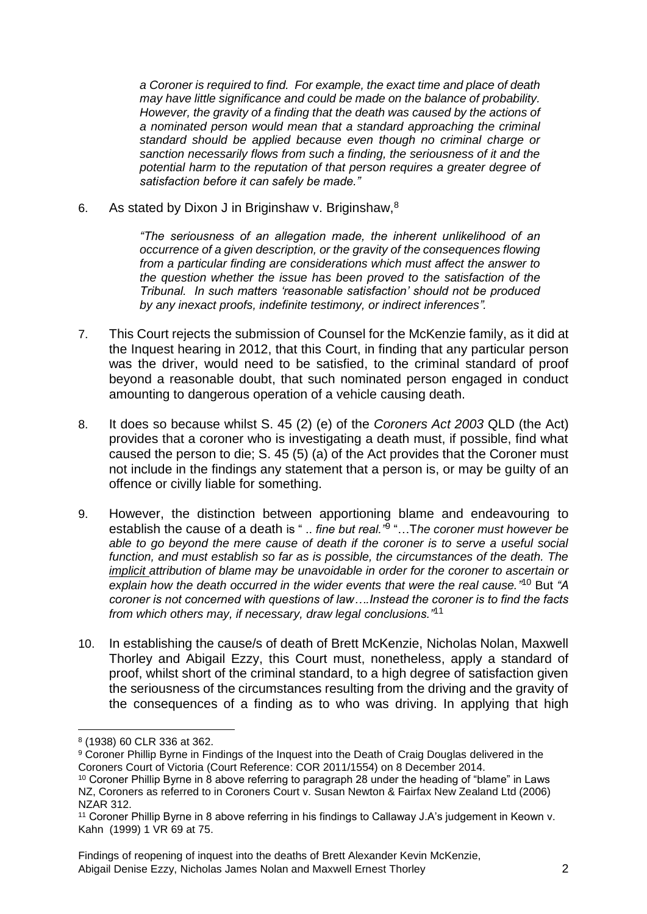*a Coroner is required to find. For example, the exact time and place of death may have little significance and could be made on the balance of probability. However, the gravity of a finding that the death was caused by the actions of a nominated person would mean that a standard approaching the criminal standard should be applied because even though no criminal charge or sanction necessarily flows from such a finding, the seriousness of it and the potential harm to the reputation of that person requires a greater degree of satisfaction before it can safely be made."*

6. As stated by Dixon J in Briginshaw v. Briginshaw,[8]

   *"The seriousness of an allegation made, the inherent unlikelihood of an occurrence of a given description, or the gravity of the consequences flowing from a particular finding are considerations which must affect the answer to the question whether the issue has been proved to the satisfaction of the Tribunal. In such matters 'reasonable satisfaction' should not be produced by any inexact proofs, indefinite testimony, or indirect inferences".*

7. This Court rejects the submission of Counsel for the McKenzie family, as it did at the Inquest hearing in 2012, that this Court, in finding that any particular person was the driver, would need to be satisfied, to the criminal standard of proof beyond a reasonable doubt, that such nominated person engaged in conduct amounting to dangerous operation of a vehicle causing death.

8. It does so because whilst S. 45 (2) (e) of the *Coroners Act 2003* QLD (the Act) provides that a coroner who is investigating a death must, if possible, find what caused the person to die; S. 45 (5) (a) of the Act provides that the Coroner must not include in the findings any statement that a person is, or may be guilty of an offence or civilly liable for something.

9. However, the distinction between apportioning blame and endeavouring to establish the cause of a death is " .. *fine but real."*[9] "…T*he coroner must however be able to go beyond the mere cause of death if the coroner is to serve a useful social function, and must establish so far as is possible, the circumstances of the death. The* <u>*implicit*</u> *attribution of blame may be unavoidable in order for the coroner to ascertain or explain how the death occurred in the wider events that were the real cause."*[10] But *"A coroner is not concerned with questions of law….Instead the coroner is to find the facts from which others may, if necessary, draw legal conclusions."*[11]

10. In establishing the cause/s of death of Brett McKenzie, Nicholas Nolan, Maxwell Thorley and Abigail Ezzy, this Court must, nonetheless, apply a standard of proof, whilst short of the criminal standard, to a high degree of satisfaction given the seriousness of the circumstances resulting from the driving and the gravity of the consequences of a finding as to who was driving. In applying that high

---

[8] (1938) 60 CLR 336 at 362.

[9] Coroner Phillip Byrne in Findings of the Inquest into the Death of Craig Douglas delivered in the Coroners Court of Victoria (Court Reference: COR 2011/1554) on 8 December 2014.

[10] Coroner Phillip Byrne in 8 above referring to paragraph 28 under the heading of "blame" in Laws NZ, Coroners as referred to in Coroners Court v. Susan Newton & Fairfax New Zealand Ltd (2006) NZAR 312.

[11] Coroner Phillip Byrne in 8 above referring in his findings to Callaway J.A's judgement in Keown v. Kahn (1999) 1 VR 69 at 75.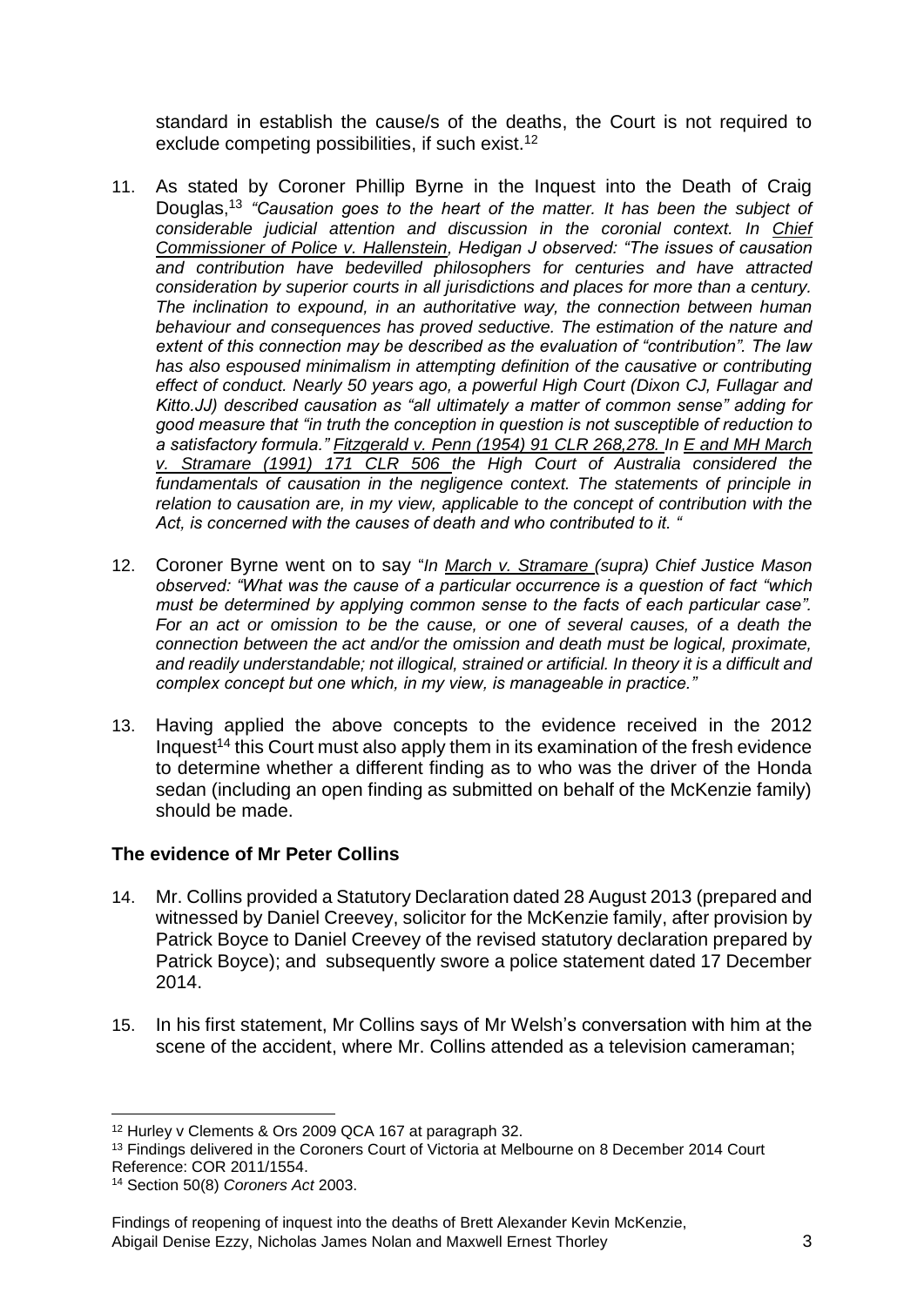standard in establish the cause/s of the deaths, the Court is not required to exclude competing possibilities, if such exist.[12]

11. As stated by Coroner Phillip Byrne in the Inquest into the Death of Craig Douglas,[13] *"Causation goes to the heart of the matter. It has been the subject of considerable judicial attention and discussion in the coronial context. In Chief Commissioner of Police v. Hallenstein, Hedigan J observed: "The issues of causation and contribution have bedevilled philosophers for centuries and have attracted consideration by superior courts in all jurisdictions and places for more than a century. The inclination to expound, in an authoritative way, the connection between human behaviour and consequences has proved seductive. The estimation of the nature and extent of this connection may be described as the evaluation of "contribution". The law has also espoused minimalism in attempting definition of the causative or contributing effect of conduct. Nearly 50 years ago, a powerful High Court (Dixon CJ, Fullagar and Kitto.JJ) described causation as "all ultimately a matter of common sense" adding for good measure that "in truth the conception in question is not susceptible of reduction to a satisfactory formula." Fitzgerald v. Penn (1954) 91 CLR 268,278. In E and MH March v. Stramare (1991) 171 CLR 506 the High Court of Australia considered the fundamentals of causation in the negligence context. The statements of principle in relation to causation are, in my view, applicable to the concept of contribution with the Act, is concerned with the causes of death and who contributed to it. "*

12. Coroner Byrne went on to say "*In March v. Stramare (supra) Chief Justice Mason observed: "What was the cause of a particular occurrence is a question of fact "which must be determined by applying common sense to the facts of each particular case". For an act or omission to be the cause, or one of several causes, of a death the connection between the act and/or the omission and death must be logical, proximate, and readily understandable; not illogical, strained or artificial. In theory it is a difficult and complex concept but one which, in my view, is manageable in practice."*

13. Having applied the above concepts to the evidence received in the 2012 Inquest[14] this Court must also apply them in its examination of the fresh evidence to determine whether a different finding as to who was the driver of the Honda sedan (including an open finding as submitted on behalf of the McKenzie family) should be made.

## The evidence of Mr Peter Collins

14. Mr. Collins provided a Statutory Declaration dated 28 August 2013 (prepared and witnessed by Daniel Creevey, solicitor for the McKenzie family, after provision by Patrick Boyce to Daniel Creevey of the revised statutory declaration prepared by Patrick Boyce); and subsequently swore a police statement dated 17 December 2014.

15. In his first statement, Mr Collins says of Mr Welsh's conversation with him at the scene of the accident, where Mr. Collins attended as a television cameraman;

---

[12] Hurley v Clements & Ors 2009 QCA 167 at paragraph 32.

[13] Findings delivered in the Coroners Court of Victoria at Melbourne on 8 December 2014 Court Reference: COR 2011/1554.

[14] Section 50(8) *Coroners Act* 2003.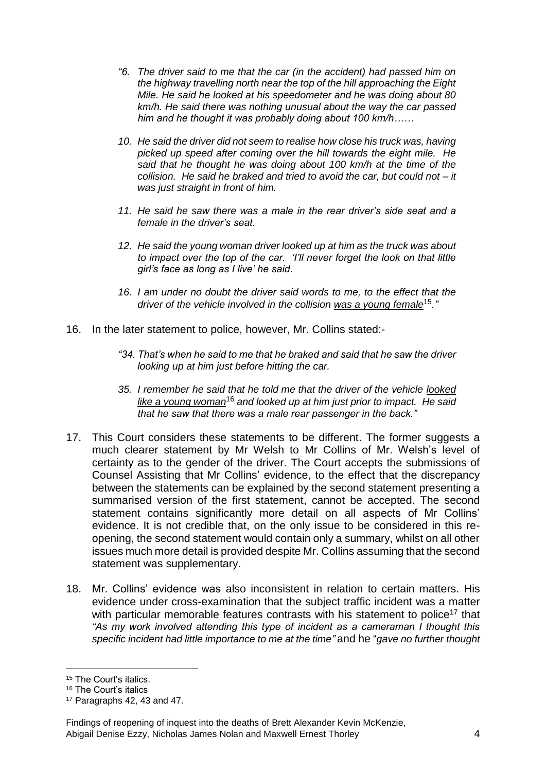> *"6. The driver said to me that the car (in the accident) had passed him on the highway travelling north near the top of the hill approaching the Eight Mile. He said he looked at his speedometer and he was doing about 80 km/h. He said there was nothing unusual about the way the car passed him and he thought it was probably doing about 100 km/h……*
>
> *10. He said the driver did not seem to realise how close his truck was, having picked up speed after coming over the hill towards the eight mile. He said that he thought he was doing about 100 km/h at the time of the collision. He said he braked and tried to avoid the car, but could not – it was just straight in front of him.*
>
> *11. He said he saw there was a male in the rear driver's side seat and a female in the driver's seat.*
>
> *12. He said the young woman driver looked up at him as the truck was about to impact over the top of the car. 'I'll never forget the look on that little girl's face as long as I live' he said.*
>
> *16. I am under no doubt the driver said words to me, to the effect that the driver of the vehicle involved in the collision <u>was a young female</u>[15]."*

16. In the later statement to police, however, Mr. Collins stated:-

> *"34. That's when he said to me that he braked and said that he saw the driver looking up at him just before hitting the car.*
>
> *35. I remember he said that he told me that the driver of the vehicle <u>looked like a young woman</u>[16] and looked up at him just prior to impact. He said that he saw that there was a male rear passenger in the back."*

17. This Court considers these statements to be different. The former suggests a much clearer statement by Mr Welsh to Mr Collins of Mr. Welsh's level of certainty as to the gender of the driver. The Court accepts the submissions of Counsel Assisting that Mr Collins' evidence, to the effect that the discrepancy between the statements can be explained by the second statement presenting a summarised version of the first statement, cannot be accepted. The second statement contains significantly more detail on all aspects of Mr Collins' evidence. It is not credible that, on the only issue to be considered in this re-opening, the second statement would contain only a summary, whilst on all other issues much more detail is provided despite Mr. Collins assuming that the second statement was supplementary.

18. Mr. Collins' evidence was also inconsistent in relation to certain matters. His evidence under cross-examination that the subject traffic incident was a matter with particular memorable features contrasts with his statement to police[17] that *"As my work involved attending this type of incident as a cameraman I thought this specific incident had little importance to me at the time"* and he "*gave no further thought*

---

[15] The Court's italics.

[16] The Court's italics

[17] Paragraphs 42, 43 and 47.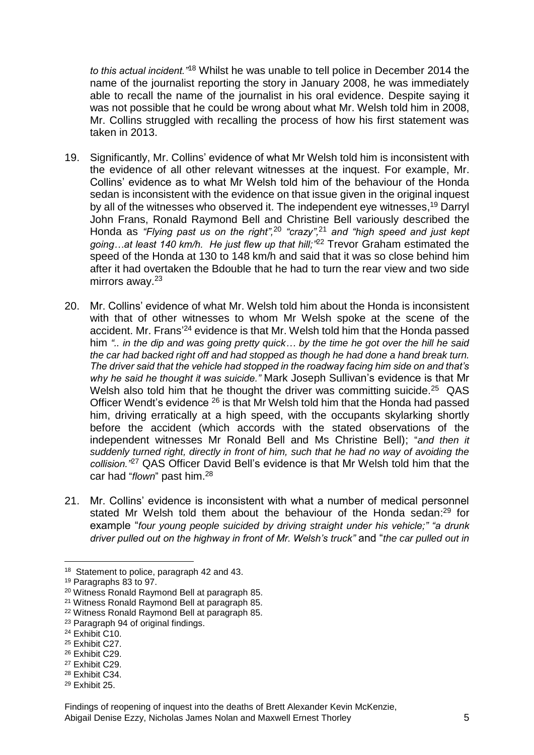*to this actual incident."*[18] Whilst he was unable to tell police in December 2014 the name of the journalist reporting the story in January 2008, he was immediately able to recall the name of the journalist in his oral evidence. Despite saying it was not possible that he could be wrong about what Mr. Welsh told him in 2008, Mr. Collins struggled with recalling the process of how his first statement was taken in 2013.

19. Significantly, Mr. Collins' evidence of what Mr Welsh told him is inconsistent with the evidence of all other relevant witnesses at the inquest. For example, Mr. Collins' evidence as to what Mr Welsh told him of the behaviour of the Honda sedan is inconsistent with the evidence on that issue given in the original inquest by all of the witnesses who observed it. The independent eye witnesses,[19] Darryl John Frans, Ronald Raymond Bell and Christine Bell variously described the Honda as *"Flying past us on the right",*[20] *"crazy",*[21] *and "high speed and just kept going…at least 140 km/h. He just flew up that hill;"*[22] Trevor Graham estimated the speed of the Honda at 130 to 148 km/h and said that it was so close behind him after it had overtaken the Bdouble that he had to turn the rear view and two side mirrors away.[23]

20. Mr. Collins' evidence of what Mr. Welsh told him about the Honda is inconsistent with that of other witnesses to whom Mr Welsh spoke at the scene of the accident. Mr. Frans'[24] evidence is that Mr. Welsh told him that the Honda passed him *".. in the dip and was going pretty quick… by the time he got over the hill he said the car had backed right off and had stopped as though he had done a hand break turn. The driver said that the vehicle had stopped in the roadway facing him side on and that's why he said he thought it was suicide."* Mark Joseph Sullivan's evidence is that Mr Welsh also told him that he thought the driver was committing suicide.[25] QAS Officer Wendt's evidence [26] is that Mr Welsh told him that the Honda had passed him, driving erratically at a high speed, with the occupants skylarking shortly before the accident (which accords with the stated observations of the independent witnesses Mr Ronald Bell and Ms Christine Bell); "*and then it suddenly turned right, directly in front of him, such that he had no way of avoiding the collision."*[27] QAS Officer David Bell's evidence is that Mr Welsh told him that the car had "*flown*" past him.[28]

21. Mr. Collins' evidence is inconsistent with what a number of medical personnel stated Mr Welsh told them about the behaviour of the Honda sedan:[29] for example "*four young people suicided by driving straight under his vehicle;" "a drunk driver pulled out on the highway in front of Mr. Welsh's truck"* and "*the car pulled out in*

---

[18] Statement to police, paragraph 42 and 43.
[19] Paragraphs 83 to 97.
[20] Witness Ronald Raymond Bell at paragraph 85.
[21] Witness Ronald Raymond Bell at paragraph 85.
[22] Witness Ronald Raymond Bell at paragraph 85.
[23] Paragraph 94 of original findings.
[24] Exhibit C10.
[25] Exhibit C27.
[26] Exhibit C29.
[27] Exhibit C29.
[28] Exhibit C34.
[29] Exhibit 25.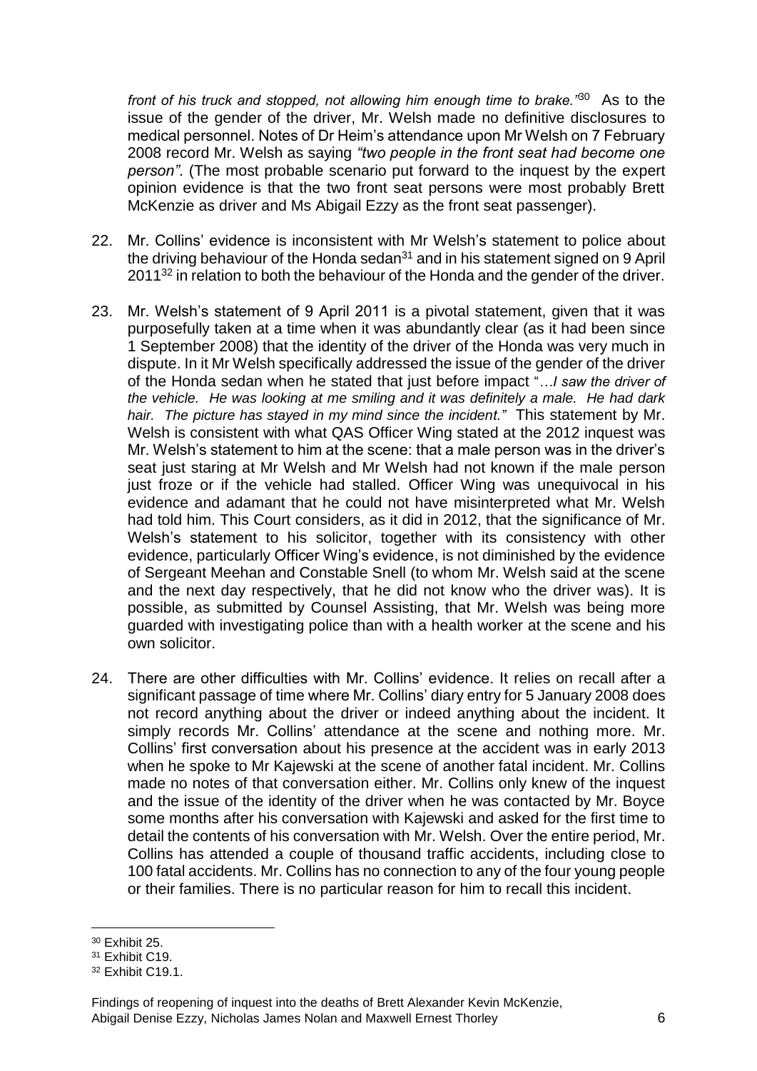*front of his truck and stopped, not allowing him enough time to brake."*[30] As to the issue of the gender of the driver, Mr. Welsh made no definitive disclosures to medical personnel. Notes of Dr Heim's attendance upon Mr Welsh on 7 February 2008 record Mr. Welsh as saying *"two people in the front seat had become one person"*. (The most probable scenario put forward to the inquest by the expert opinion evidence is that the two front seat persons were most probably Brett McKenzie as driver and Ms Abigail Ezzy as the front seat passenger).

22. Mr. Collins' evidence is inconsistent with Mr Welsh's statement to police about the driving behaviour of the Honda sedan[31] and in his statement signed on 9 April 2011[32] in relation to both the behaviour of the Honda and the gender of the driver.

23. Mr. Welsh's statement of 9 April 2011 is a pivotal statement, given that it was purposefully taken at a time when it was abundantly clear (as it had been since 1 September 2008) that the identity of the driver of the Honda was very much in dispute. In it Mr Welsh specifically addressed the issue of the gender of the driver of the Honda sedan when he stated that just before impact "*…I saw the driver of the vehicle. He was looking at me smiling and it was definitely a male. He had dark hair. The picture has stayed in my mind since the incident."* This statement by Mr. Welsh is consistent with what QAS Officer Wing stated at the 2012 inquest was Mr. Welsh's statement to him at the scene: that a male person was in the driver's seat just staring at Mr Welsh and Mr Welsh had not known if the male person just froze or if the vehicle had stalled. Officer Wing was unequivocal in his evidence and adamant that he could not have misinterpreted what Mr. Welsh had told him. This Court considers, as it did in 2012, that the significance of Mr. Welsh's statement to his solicitor, together with its consistency with other evidence, particularly Officer Wing's evidence, is not diminished by the evidence of Sergeant Meehan and Constable Snell (to whom Mr. Welsh said at the scene and the next day respectively, that he did not know who the driver was). It is possible, as submitted by Counsel Assisting, that Mr. Welsh was being more guarded with investigating police than with a health worker at the scene and his own solicitor.

24. There are other difficulties with Mr. Collins' evidence. It relies on recall after a significant passage of time where Mr. Collins' diary entry for 5 January 2008 does not record anything about the driver or indeed anything about the incident. It simply records Mr. Collins' attendance at the scene and nothing more. Mr. Collins' first conversation about his presence at the accident was in early 2013 when he spoke to Mr Kajewski at the scene of another fatal incident. Mr. Collins made no notes of that conversation either. Mr. Collins only knew of the inquest and the issue of the identity of the driver when he was contacted by Mr. Boyce some months after his conversation with Kajewski and asked for the first time to detail the contents of his conversation with Mr. Welsh. Over the entire period, Mr. Collins has attended a couple of thousand traffic accidents, including close to 100 fatal accidents. Mr. Collins has no connection to any of the four young people or their families. There is no particular reason for him to recall this incident.

---

[30] Exhibit 25.

[31] Exhibit C19.

[32] Exhibit C19.1.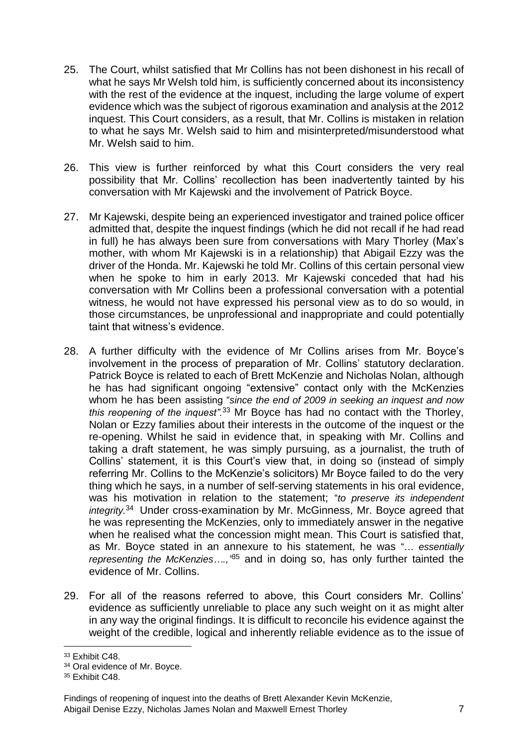25. The Court, whilst satisfied that Mr Collins has not been dishonest in his recall of what he says Mr Welsh told him, is sufficiently concerned about its inconsistency with the rest of the evidence at the inquest, including the large volume of expert evidence which was the subject of rigorous examination and analysis at the 2012 inquest. This Court considers, as a result, that Mr. Collins is mistaken in relation to what he says Mr. Welsh said to him and misinterpreted/misunderstood what Mr. Welsh said to him.

26. This view is further reinforced by what this Court considers the very real possibility that Mr. Collins' recollection has been inadvertently tainted by his conversation with Mr Kajewski and the involvement of Patrick Boyce.

27. Mr Kajewski, despite being an experienced investigator and trained police officer admitted that, despite the inquest findings (which he did not recall if he had read in full) he has always been sure from conversations with Mary Thorley (Max's mother, with whom Mr Kajewski is in a relationship) that Abigail Ezzy was the driver of the Honda. Mr. Kajewski he told Mr. Collins of this certain personal view when he spoke to him in early 2013. Mr Kajewski conceded that had his conversation with Mr Collins been a professional conversation with a potential witness, he would not have expressed his personal view as to do so would, in those circumstances, be unprofessional and inappropriate and could potentially taint that witness's evidence.

28. A further difficulty with the evidence of Mr Collins arises from Mr. Boyce's involvement in the process of preparation of Mr. Collins' statutory declaration. Patrick Boyce is related to each of Brett McKenzie and Nicholas Nolan, although he has had significant ongoing "extensive" contact only with the McKenzies whom he has been assisting "*since the end of 2009 in seeking an inquest and now this reopening of the inquest".*[33] Mr Boyce has had no contact with the Thorley, Nolan or Ezzy families about their interests in the outcome of the inquest or the re-opening. Whilst he said in evidence that, in speaking with Mr. Collins and taking a draft statement, he was simply pursuing, as a journalist, the truth of Collins' statement, it is this Court's view that, in doing so (instead of simply referring Mr. Collins to the McKenzie's solicitors) Mr Boyce failed to do the very thing which he says, in a number of self-serving statements in his oral evidence, was his motivation in relation to the statement; "*to preserve its independent integrity.*[34] Under cross-examination by Mr. McGinness, Mr. Boyce agreed that he was representing the McKenzies, only to immediately answer in the negative when he realised what the concession might mean. This Court is satisfied that, as Mr. Boyce stated in an annexure to his statement, he was "*… essentially representing the McKenzies….,"*[35] and in doing so, has only further tainted the evidence of Mr. Collins.

29. For all of the reasons referred to above, this Court considers Mr. Collins' evidence as sufficiently unreliable to place any such weight on it as might alter in any way the original findings. It is difficult to reconcile his evidence against the weight of the credible, logical and inherently reliable evidence as to the issue of

---

[33] Exhibit C48.

[34] Oral evidence of Mr. Boyce.

[35] Exhibit C48.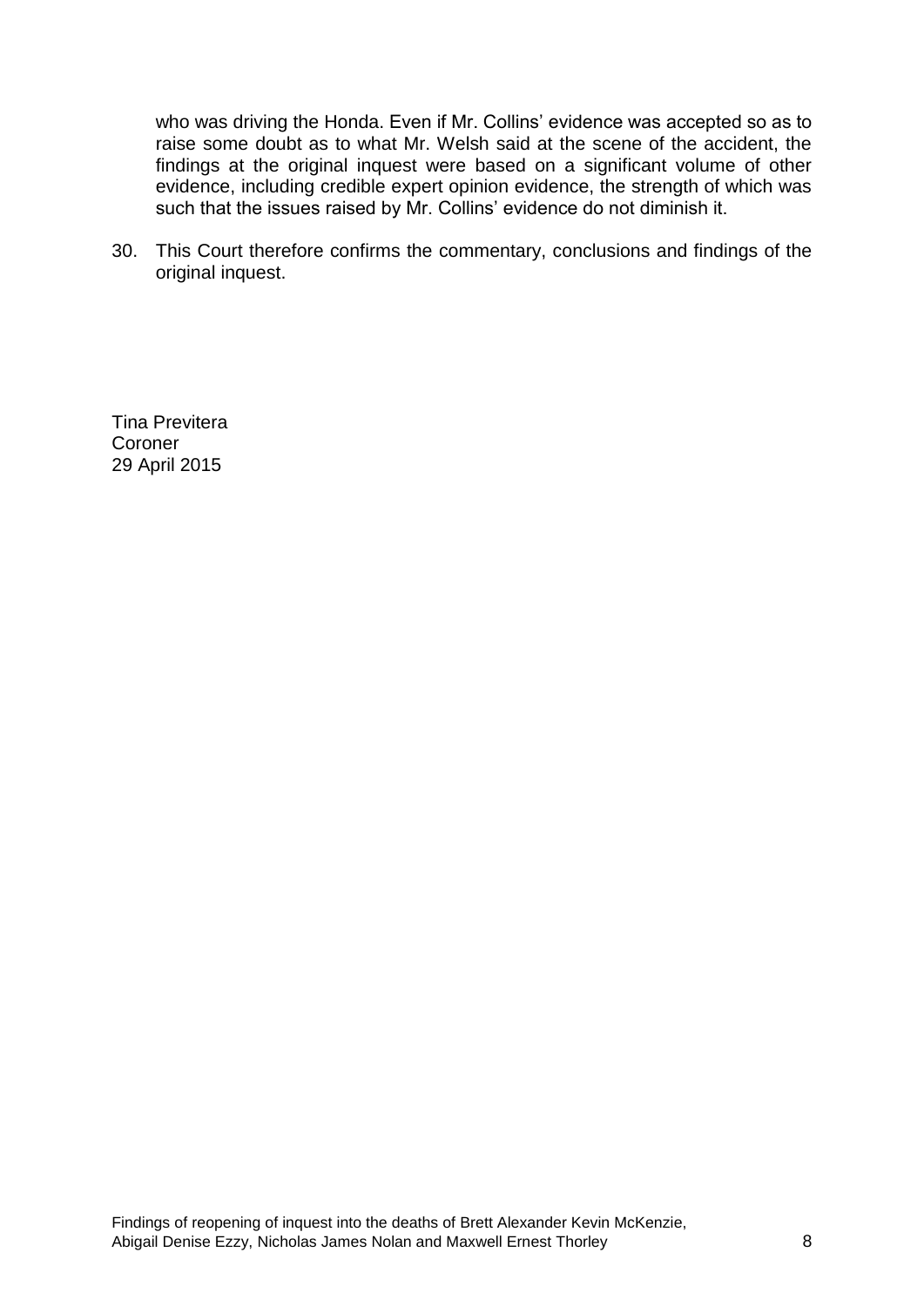who was driving the Honda. Even if Mr. Collins' evidence was accepted so as to raise some doubt as to what Mr. Welsh said at the scene of the accident, the findings at the original inquest were based on a significant volume of other evidence, including credible expert opinion evidence, the strength of which was such that the issues raised by Mr. Collins' evidence do not diminish it.

30. This Court therefore confirms the commentary, conclusions and findings of the original inquest.

Tina Previtera
Coroner
29 April 2015